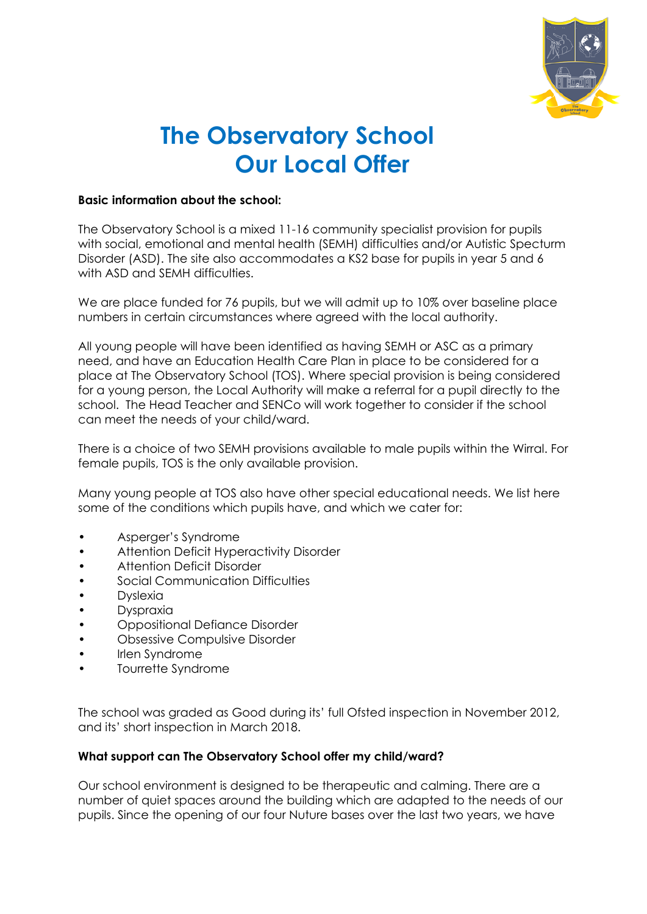# The Observatory School
# Our Local Offer

**Basic information about the school:**

The Observatory School is a mixed 11-16 community specialist provision for pupils with social, emotional and mental health (SEMH) difficulties and/or Autistic Specturm Disorder (ASD). The site also accommodates a KS2 base for pupils in year 5 and 6 with ASD and SEMH difficulties.

We are place funded for 76 pupils, but we will admit up to 10% over baseline place numbers in certain circumstances where agreed with the local authority.

All young people will have been identified as having SEMH or ASC as a primary need, and have an Education Health Care Plan in place to be considered for a place at The Observatory School (TOS). Where special provision is being considered for a young person, the Local Authority will make a referral for a pupil directly to the school. The Head Teacher and SENCo will work together to consider if the school can meet the needs of your child/ward.

There is a choice of two SEMH provisions available to male pupils within the Wirral. For female pupils, TOS is the only available provision.

Many young people at TOS also have other special educational needs. We list here some of the conditions which pupils have, and which we cater for:

- Asperger's Syndrome
- Attention Deficit Hyperactivity Disorder
- Attention Deficit Disorder
- Social Communication Difficulties
- Dyslexia
- Dyspraxia
- Oppositional Defiance Disorder
- Obsessive Compulsive Disorder
- Irlen Syndrome
- Tourrette Syndrome

The school was graded as Good during its' full Ofsted inspection in November 2012, and its' short inspection in March 2018.

**What support can The Observatory School offer my child/ward?**

Our school environment is designed to be therapeutic and calming. There are a number of quiet spaces around the building which are adapted to the needs of our pupils. Since the opening of our four Nuture bases over the last two years, we have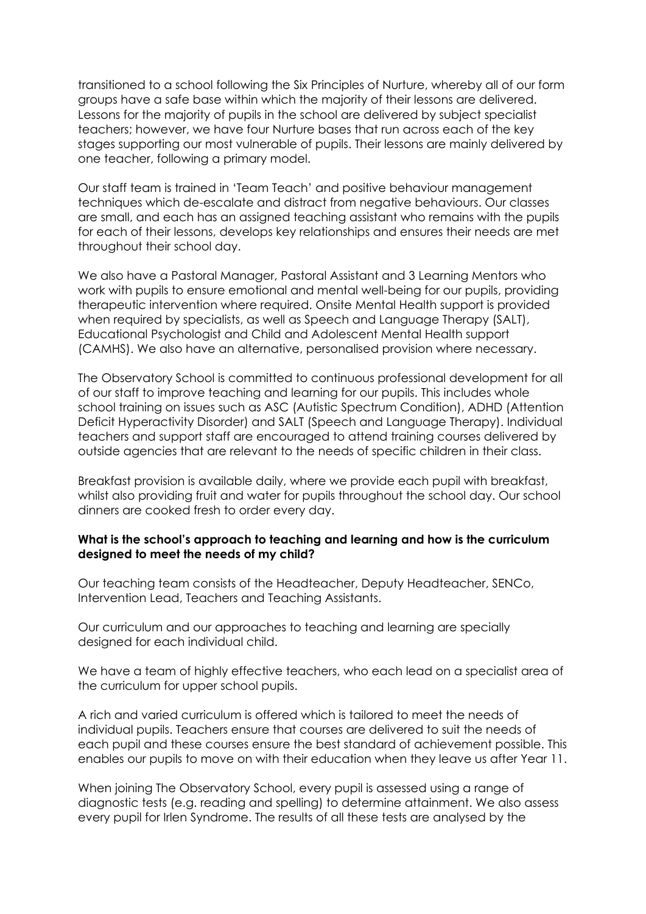transitioned to a school following the Six Principles of Nurture, whereby all of our form groups have a safe base within which the majority of their lessons are delivered. Lessons for the majority of pupils in the school are delivered by subject specialist teachers; however, we have four Nurture bases that run across each of the key stages supporting our most vulnerable of pupils. Their lessons are mainly delivered by one teacher, following a primary model.

Our staff team is trained in 'Team Teach' and positive behaviour management techniques which de-escalate and distract from negative behaviours. Our classes are small, and each has an assigned teaching assistant who remains with the pupils for each of their lessons, develops key relationships and ensures their needs are met throughout their school day.

We also have a Pastoral Manager, Pastoral Assistant and 3 Learning Mentors who work with pupils to ensure emotional and mental well-being for our pupils, providing therapeutic intervention where required. Onsite Mental Health support is provided when required by specialists, as well as Speech and Language Therapy (SALT), Educational Psychologist and Child and Adolescent Mental Health support (CAMHS). We also have an alternative, personalised provision where necessary.

The Observatory School is committed to continuous professional development for all of our staff to improve teaching and learning for our pupils. This includes whole school training on issues such as ASC (Autistic Spectrum Condition), ADHD (Attention Deficit Hyperactivity Disorder) and SALT (Speech and Language Therapy). Individual teachers and support staff are encouraged to attend training courses delivered by outside agencies that are relevant to the needs of specific children in their class.

Breakfast provision is available daily, where we provide each pupil with breakfast, whilst also providing fruit and water for pupils throughout the school day. Our school dinners are cooked fresh to order every day.

**What is the school's approach to teaching and learning and how is the curriculum designed to meet the needs of my child?**

Our teaching team consists of the Headteacher, Deputy Headteacher, SENCo, Intervention Lead, Teachers and Teaching Assistants.

Our curriculum and our approaches to teaching and learning are specially designed for each individual child.

We have a team of highly effective teachers, who each lead on a specialist area of the curriculum for upper school pupils.

A rich and varied curriculum is offered which is tailored to meet the needs of individual pupils. Teachers ensure that courses are delivered to suit the needs of each pupil and these courses ensure the best standard of achievement possible. This enables our pupils to move on with their education when they leave us after Year 11.

When joining The Observatory School, every pupil is assessed using a range of diagnostic tests (e.g. reading and spelling) to determine attainment. We also assess every pupil for Irlen Syndrome. The results of all these tests are analysed by the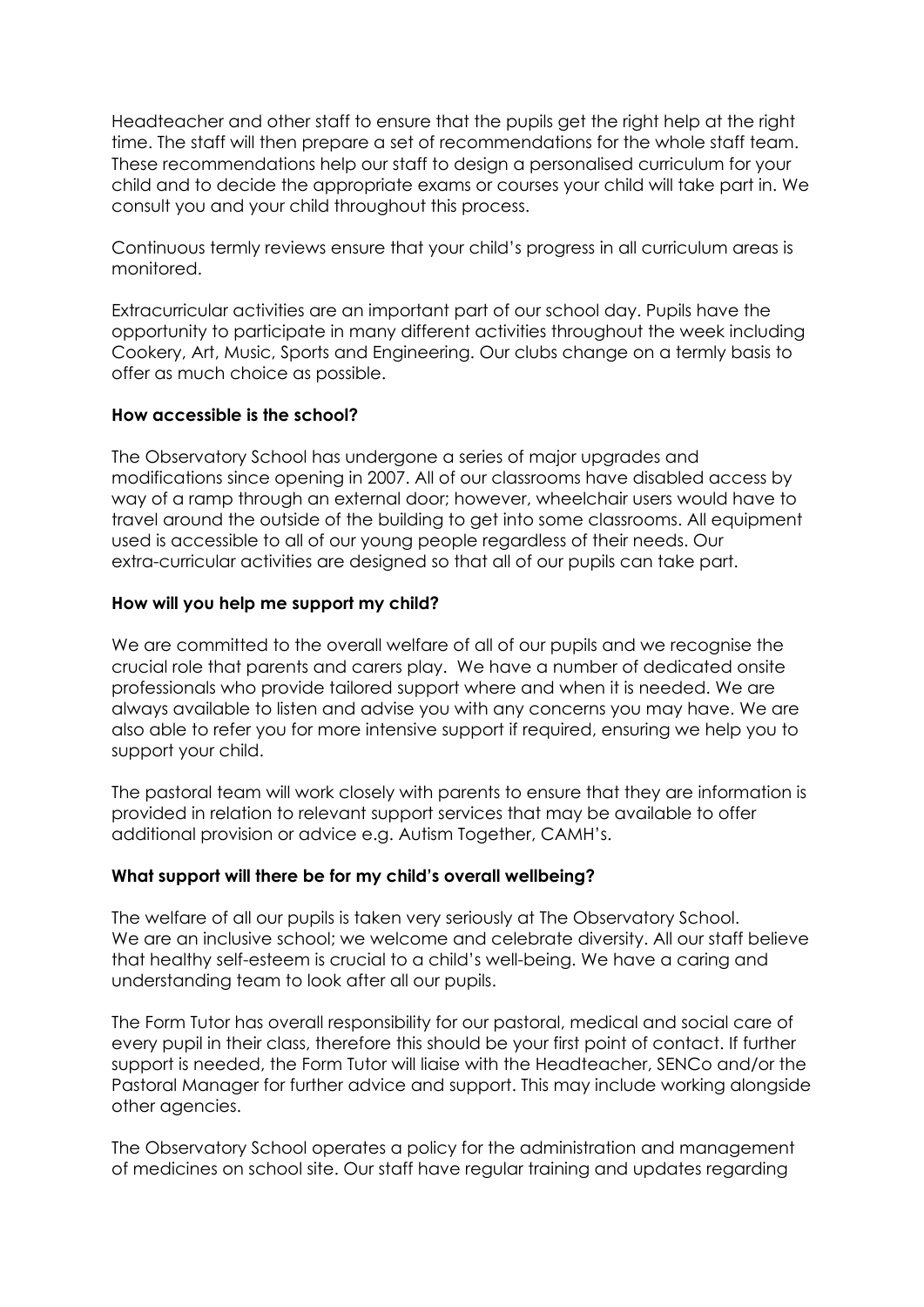Headteacher and other staff to ensure that the pupils get the right help at the right time. The staff will then prepare a set of recommendations for the whole staff team. These recommendations help our staff to design a personalised curriculum for your child and to decide the appropriate exams or courses your child will take part in. We consult you and your child throughout this process.

Continuous termly reviews ensure that your child's progress in all curriculum areas is monitored.

Extracurricular activities are an important part of our school day. Pupils have the opportunity to participate in many different activities throughout the week including Cookery, Art, Music, Sports and Engineering. Our clubs change on a termly basis to offer as much choice as possible.

**How accessible is the school?**

The Observatory School has undergone a series of major upgrades and modifications since opening in 2007. All of our classrooms have disabled access by way of a ramp through an external door; however, wheelchair users would have to travel around the outside of the building to get into some classrooms. All equipment used is accessible to all of our young people regardless of their needs. Our extra-curricular activities are designed so that all of our pupils can take part.

**How will you help me support my child?**

We are committed to the overall welfare of all of our pupils and we recognise the crucial role that parents and carers play. We have a number of dedicated onsite professionals who provide tailored support where and when it is needed. We are always available to listen and advise you with any concerns you may have. We are also able to refer you for more intensive support if required, ensuring we help you to support your child.

The pastoral team will work closely with parents to ensure that they are information is provided in relation to relevant support services that may be available to offer additional provision or advice e.g. Autism Together, CAMH's.

**What support will there be for my child's overall wellbeing?**

The welfare of all our pupils is taken very seriously at The Observatory School. We are an inclusive school; we welcome and celebrate diversity. All our staff believe that healthy self-esteem is crucial to a child's well-being. We have a caring and understanding team to look after all our pupils.

The Form Tutor has overall responsibility for our pastoral, medical and social care of every pupil in their class, therefore this should be your first point of contact. If further support is needed, the Form Tutor will liaise with the Headteacher, SENCo and/or the Pastoral Manager for further advice and support. This may include working alongside other agencies.

The Observatory School operates a policy for the administration and management of medicines on school site. Our staff have regular training and updates regarding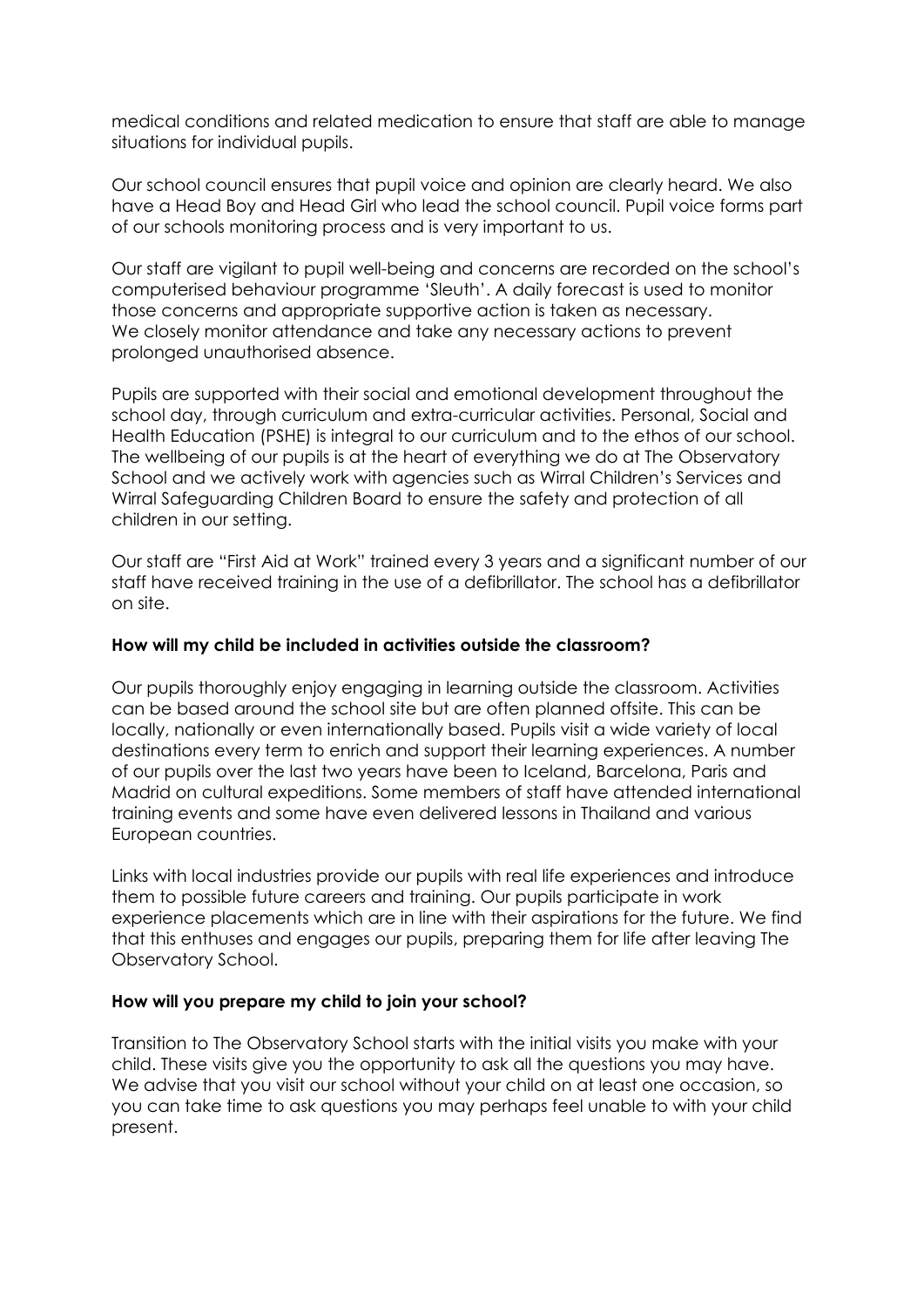medical conditions and related medication to ensure that staff are able to manage situations for individual pupils.

Our school council ensures that pupil voice and opinion are clearly heard. We also have a Head Boy and Head Girl who lead the school council. Pupil voice forms part of our schools monitoring process and is very important to us.

Our staff are vigilant to pupil well-being and concerns are recorded on the school's computerised behaviour programme 'Sleuth'. A daily forecast is used to monitor those concerns and appropriate supportive action is taken as necessary. We closely monitor attendance and take any necessary actions to prevent prolonged unauthorised absence.

Pupils are supported with their social and emotional development throughout the school day, through curriculum and extra-curricular activities. Personal, Social and Health Education (PSHE) is integral to our curriculum and to the ethos of our school. The wellbeing of our pupils is at the heart of everything we do at The Observatory School and we actively work with agencies such as Wirral Children's Services and Wirral Safeguarding Children Board to ensure the safety and protection of all children in our setting.

Our staff are "First Aid at Work" trained every 3 years and a significant number of our staff have received training in the use of a defibrillator. The school has a defibrillator on site.

**How will my child be included in activities outside the classroom?**

Our pupils thoroughly enjoy engaging in learning outside the classroom. Activities can be based around the school site but are often planned offsite. This can be locally, nationally or even internationally based. Pupils visit a wide variety of local destinations every term to enrich and support their learning experiences. A number of our pupils over the last two years have been to Iceland, Barcelona, Paris and Madrid on cultural expeditions. Some members of staff have attended international training events and some have even delivered lessons in Thailand and various European countries.

Links with local industries provide our pupils with real life experiences and introduce them to possible future careers and training. Our pupils participate in work experience placements which are in line with their aspirations for the future. We find that this enthuses and engages our pupils, preparing them for life after leaving The Observatory School.

**How will you prepare my child to join your school?**

Transition to The Observatory School starts with the initial visits you make with your child. These visits give you the opportunity to ask all the questions you may have. We advise that you visit our school without your child on at least one occasion, so you can take time to ask questions you may perhaps feel unable to with your child present.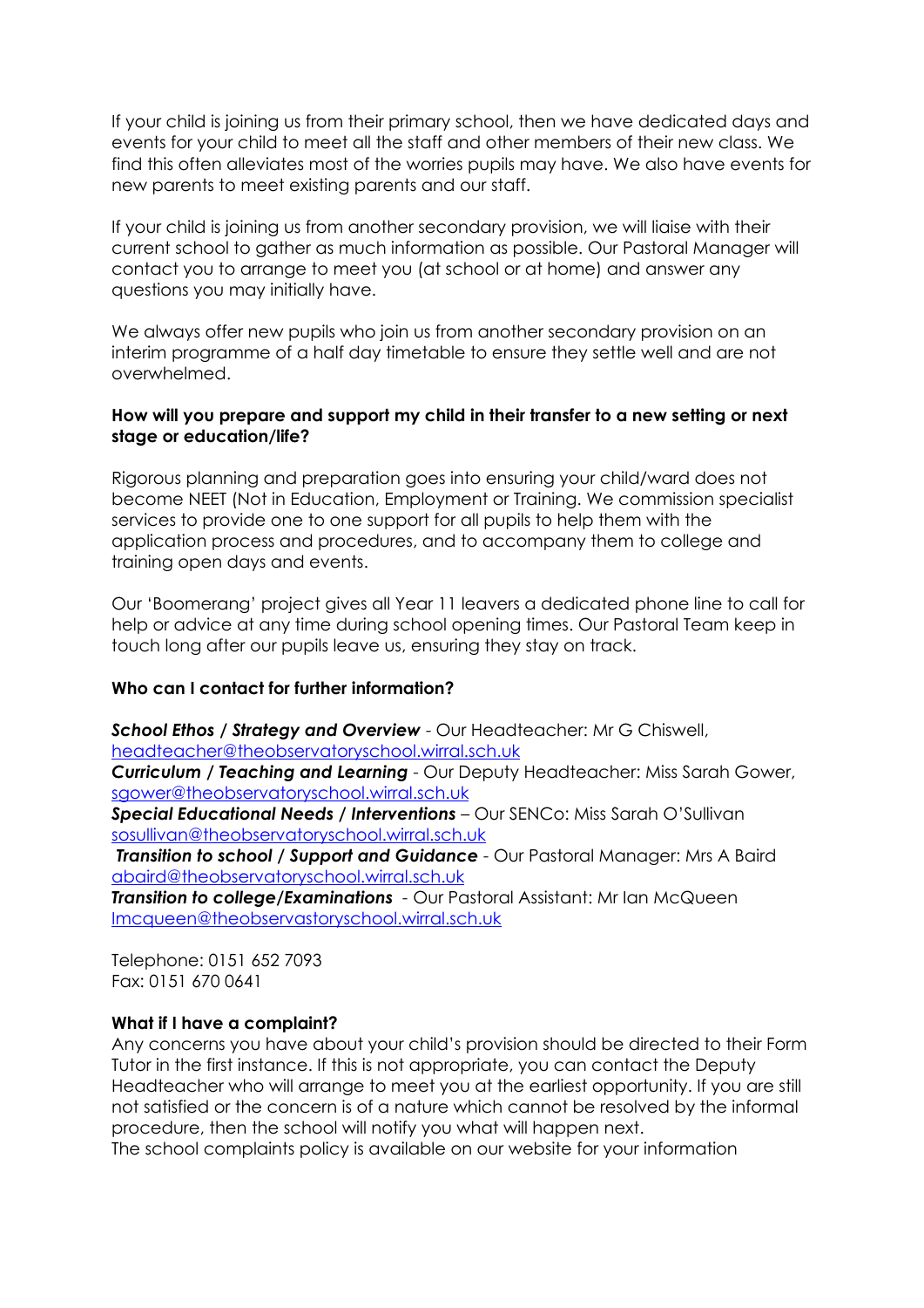If your child is joining us from their primary school, then we have dedicated days and events for your child to meet all the staff and other members of their new class. We find this often alleviates most of the worries pupils may have. We also have events for new parents to meet existing parents and our staff.

If your child is joining us from another secondary provision, we will liaise with their current school to gather as much information as possible. Our Pastoral Manager will contact you to arrange to meet you (at school or at home) and answer any questions you may initially have.

We always offer new pupils who join us from another secondary provision on an interim programme of a half day timetable to ensure they settle well and are not overwhelmed.

**How will you prepare and support my child in their transfer to a new setting or next stage or education/life?**

Rigorous planning and preparation goes into ensuring your child/ward does not become NEET (Not in Education, Employment or Training. We commission specialist services to provide one to one support for all pupils to help them with the application process and procedures, and to accompany them to college and training open days and events.

Our 'Boomerang' project gives all Year 11 leavers a dedicated phone line to call for help or advice at any time during school opening times. Our Pastoral Team keep in touch long after our pupils leave us, ensuring they stay on track.

**Who can I contact for further information?**

***School Ethos / Strategy and Overview*** - Our Headteacher: Mr G Chiswell, headteacher@theobservatoryschool.wirral.sch.uk
***Curriculum / Teaching and Learning*** - Our Deputy Headteacher: Miss Sarah Gower, sgower@theobservatoryschool.wirral.sch.uk
***Special Educational Needs / Interventions*** – Our SENCo: Miss Sarah O'Sullivan sosullivan@theobservatoryschool.wirral.sch.uk
***Transition to school / Support and Guidance*** - Our Pastoral Manager: Mrs A Baird abaird@theobservatoryschool.wirral.sch.uk
***Transition to college/Examinations*** - Our Pastoral Assistant: Mr Ian McQueen Imcqueen@theobservastoryschool.wirral.sch.uk

Telephone: 0151 652 7093
Fax: 0151 670 0641

**What if I have a complaint?**
Any concerns you have about your child's provision should be directed to their Form Tutor in the first instance. If this is not appropriate, you can contact the Deputy Headteacher who will arrange to meet you at the earliest opportunity. If you are still not satisfied or the concern is of a nature which cannot be resolved by the informal procedure, then the school will notify you what will happen next.
The school complaints policy is available on our website for your information